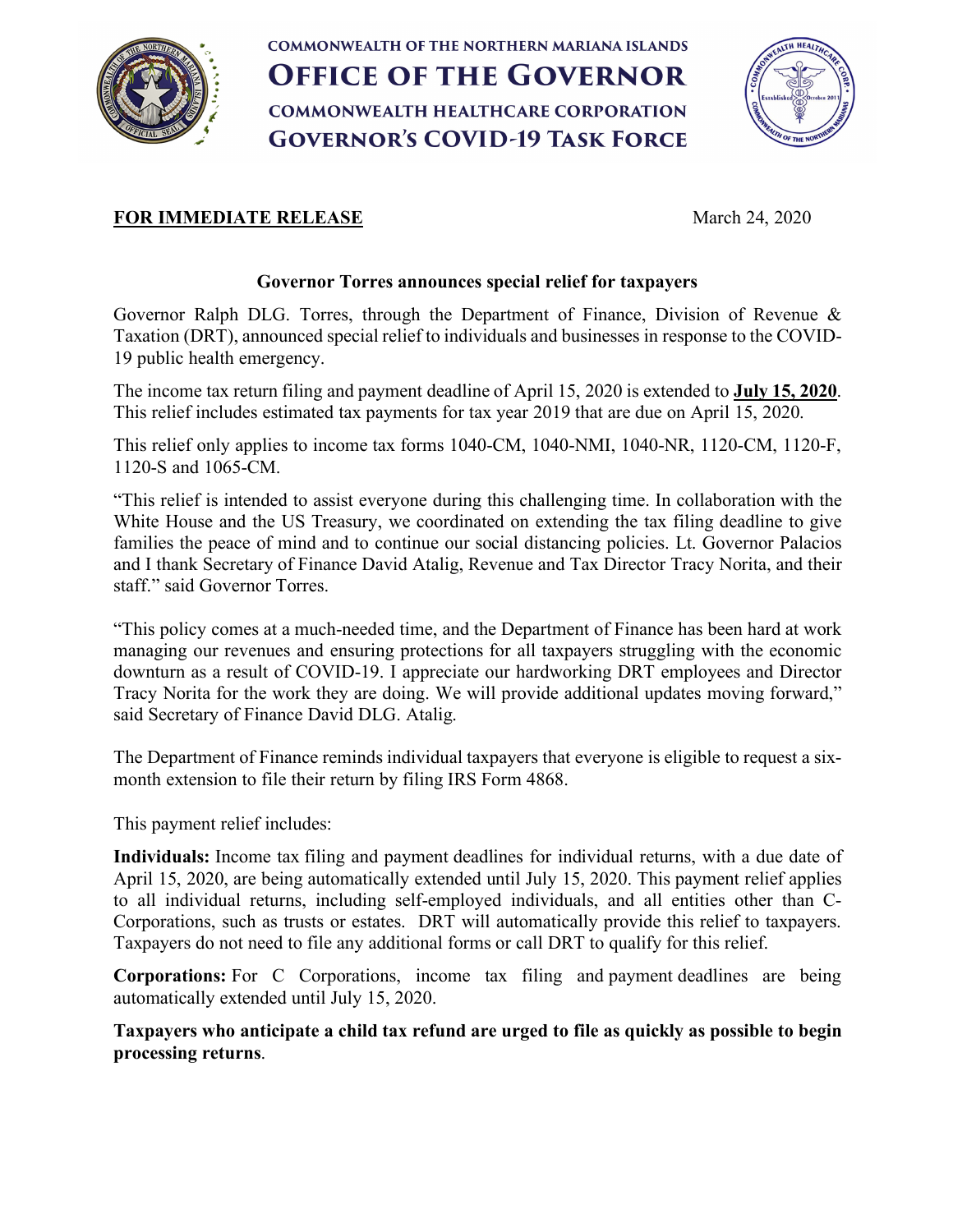**COMMONWEALTH OF THE NORTHERN MARIANA ISLANDS**

# OFFICE OF THE GOVERNOR

**COMMONWEALTH HEALTHCARE CORPORATION**

**GOVERNOR'S COVID-19 TASK FORCE**

**FOR IMMEDIATE RELEASE** March 24, 2020

## Governor Torres announces special relief for taxpayers

Governor Ralph DLG. Torres, through the Department of Finance, Division of Revenue & Taxation (DRT), announced special relief to individuals and businesses in response to the COVID-19 public health emergency.

The income tax return filing and payment deadline of April 15, 2020 is extended to **July 15, 2020**. This relief includes estimated tax payments for tax year 2019 that are due on April 15, 2020.

This relief only applies to income tax forms 1040-CM, 1040-NMI, 1040-NR, 1120-CM, 1120-F, 1120-S and 1065-CM.

"This relief is intended to assist everyone during this challenging time. In collaboration with the White House and the US Treasury, we coordinated on extending the tax filing deadline to give families the peace of mind and to continue our social distancing policies. Lt. Governor Palacios and I thank Secretary of Finance David Atalig, Revenue and Tax Director Tracy Norita, and their staff." said Governor Torres.

"This policy comes at a much-needed time, and the Department of Finance has been hard at work managing our revenues and ensuring protections for all taxpayers struggling with the economic downturn as a result of COVID-19. I appreciate our hardworking DRT employees and Director Tracy Norita for the work they are doing. We will provide additional updates moving forward," said Secretary of Finance David DLG. Atalig.

The Department of Finance reminds individual taxpayers that everyone is eligible to request a six-month extension to file their return by filing IRS Form 4868.

This payment relief includes:

**Individuals:** Income tax filing and payment deadlines for individual returns, with a due date of April 15, 2020, are being automatically extended until July 15, 2020. This payment relief applies to all individual returns, including self-employed individuals, and all entities other than C-Corporations, such as trusts or estates. DRT will automatically provide this relief to taxpayers. Taxpayers do not need to file any additional forms or call DRT to qualify for this relief.

**Corporations:** For C Corporations, income tax filing and payment deadlines are being automatically extended until July 15, 2020.

**Taxpayers who anticipate a child tax refund are urged to file as quickly as possible to begin processing returns**.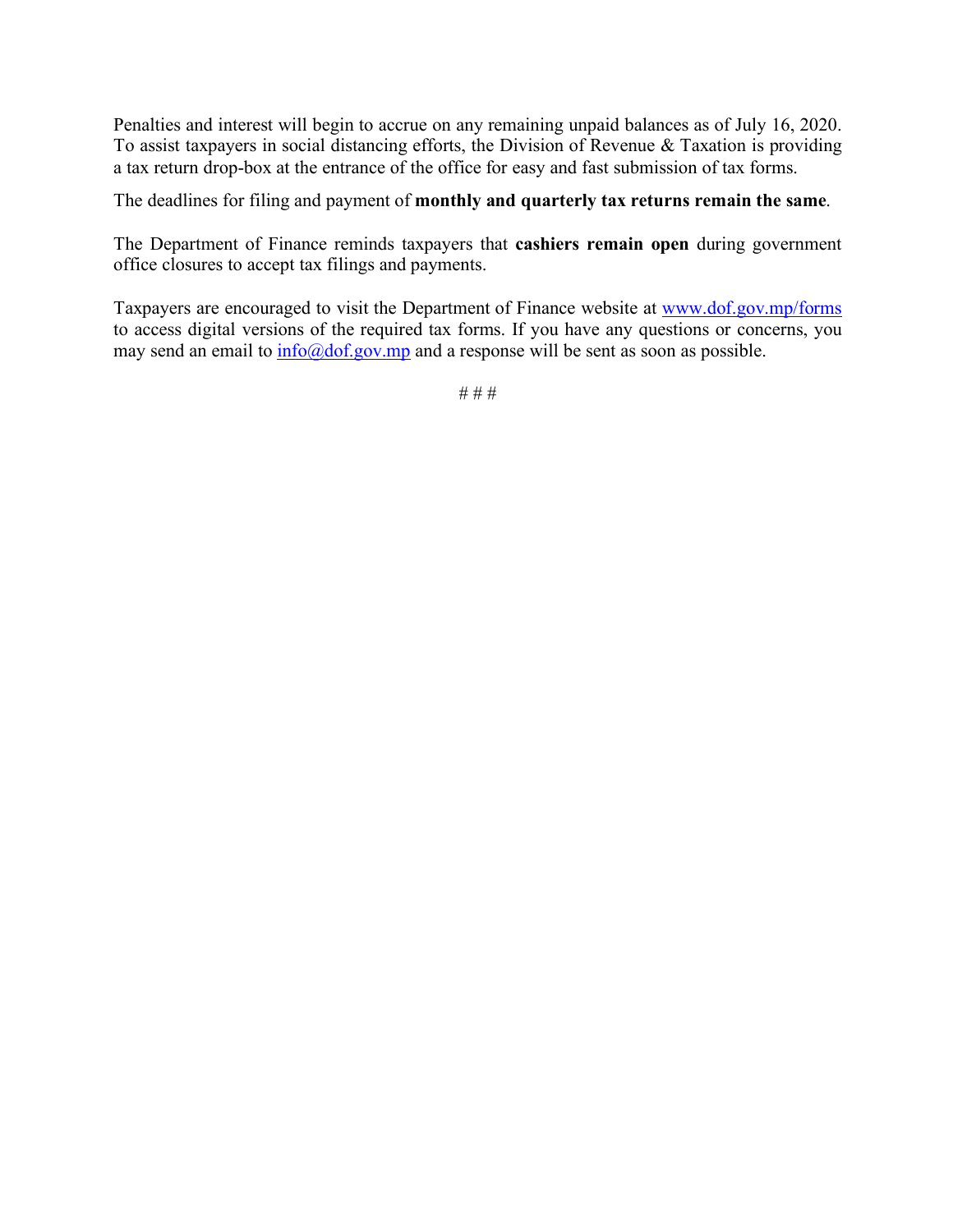Penalties and interest will begin to accrue on any remaining unpaid balances as of July 16, 2020. To assist taxpayers in social distancing efforts, the Division of Revenue & Taxation is providing a tax return drop-box at the entrance of the office for easy and fast submission of tax forms.

The deadlines for filing and payment of **monthly and quarterly tax returns remain the same**.

The Department of Finance reminds taxpayers that **cashiers remain open** during government office closures to accept tax filings and payments.

Taxpayers are encouraged to visit the Department of Finance website at [www.dof.gov.mp/forms](www.dof.gov.mp/forms) to access digital versions of the required tax forms. If you have any questions or concerns, you may send an email to [info@dof.gov.mp](mailto:info@dof.gov.mp) and a response will be sent as soon as possible.

# # #